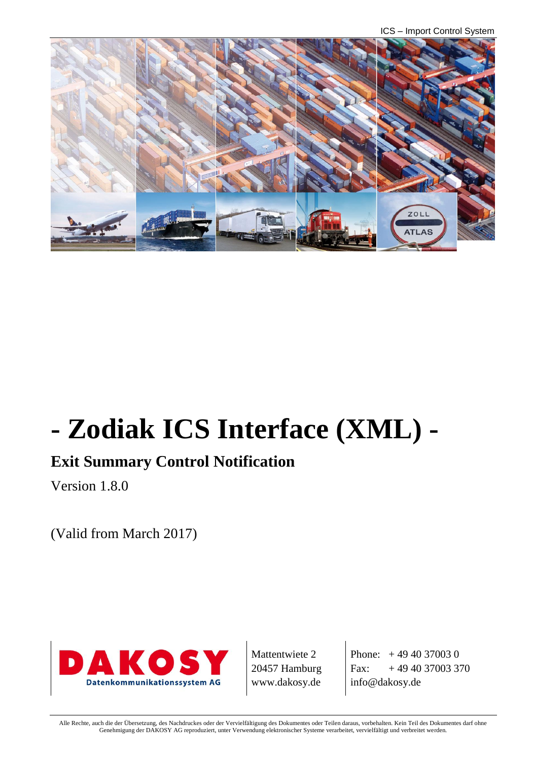# - Zodiak ICS Interface (XML) -

## Exit Summary Control Notification

Version 1.8.0

(Valid from March 2017)

DAKOSY
Datenkommunikationssystem AG

Mattentwiete 2
20457 Hamburg
www.dakosy.de

Phone: + 49 40 37003 0
Fax: + 49 40 37003 370
info@dakosy.de

Alle Rechte, auch die der Übersetzung, des Nachdruckes oder der Vervielfältigung des Dokumentes oder Teilen daraus, vorbehalten. Kein Teil des Dokumentes darf ohne Genehmigung der DAKOSY AG reproduziert, unter Verwendung elektronischer Systeme verarbeitet, vervielfältigt und verbreitet werden.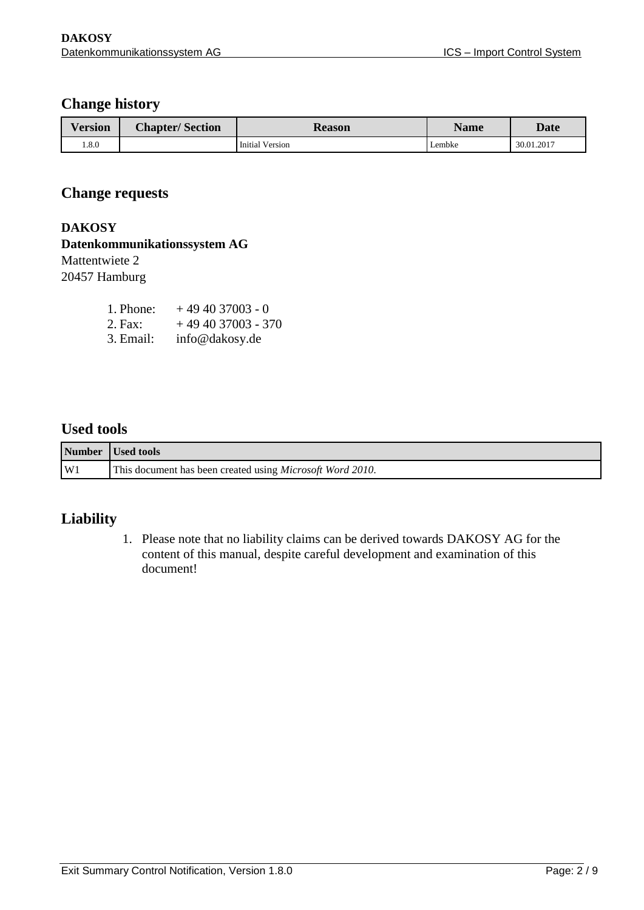## Change history

| Version | Chapter/ Section | Reason | Name | Date |
|---|---|---|---|---|
| 1.8.0 | | Initial Version | Lembke | 30.01.2017 |

## Change requests

**DAKOSY**
**Datenkommunikationssystem AG**
Mattentwiete 2
20457 Hamburg

1. Phone: + 49 40 37003 - 0
2. Fax: + 49 40 37003 - 370
3. Email: info@dakosy.de

## Used tools

| Number | Used tools |
|---|---|
| W1 | This document has been created using *Microsoft Word 2010*. |

## Liability

1. Please note that no liability claims can be derived towards DAKOSY AG for the content of this manual, despite careful development and examination of this document!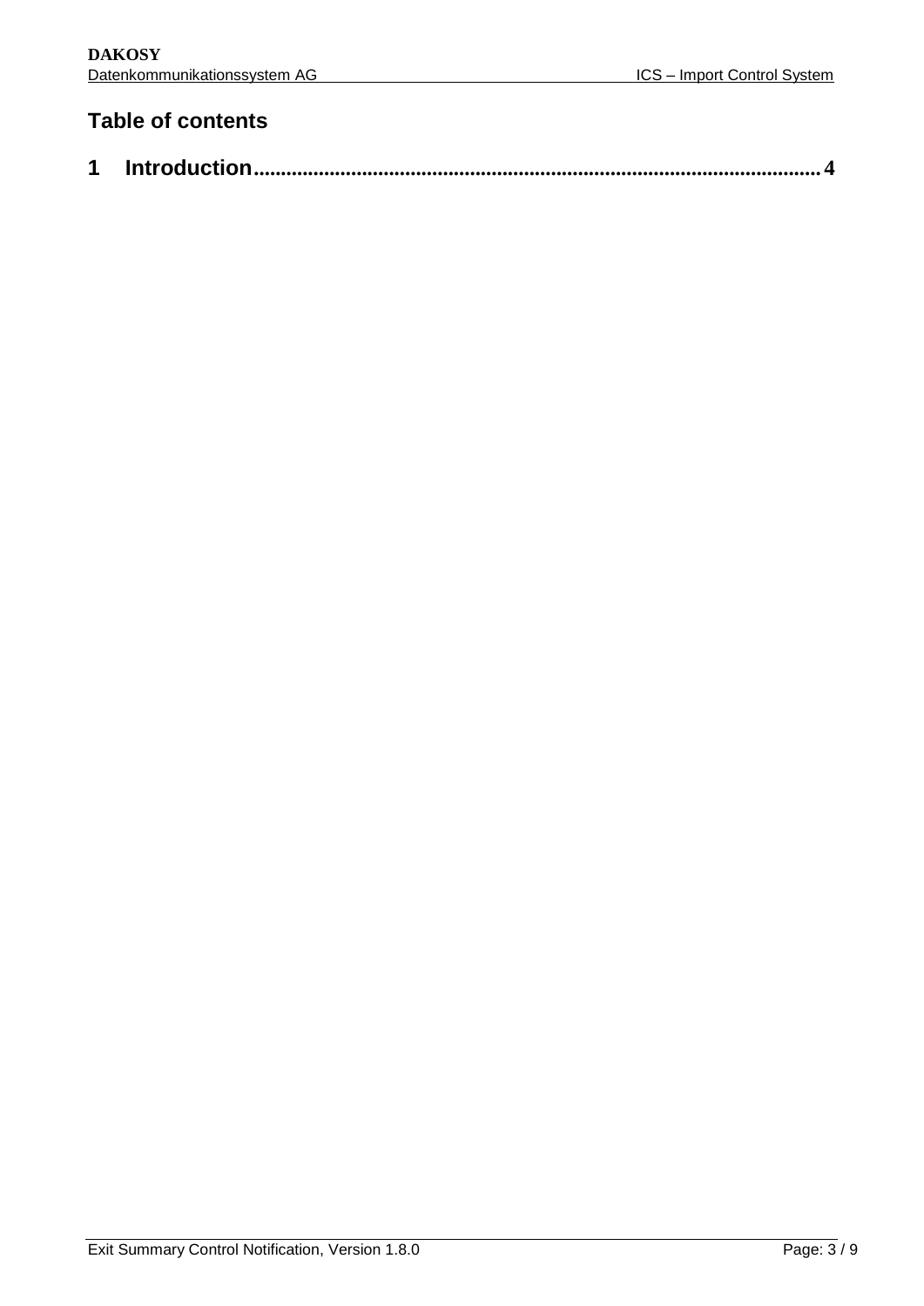## Table of contents

1 Introduction.......................................................................................................4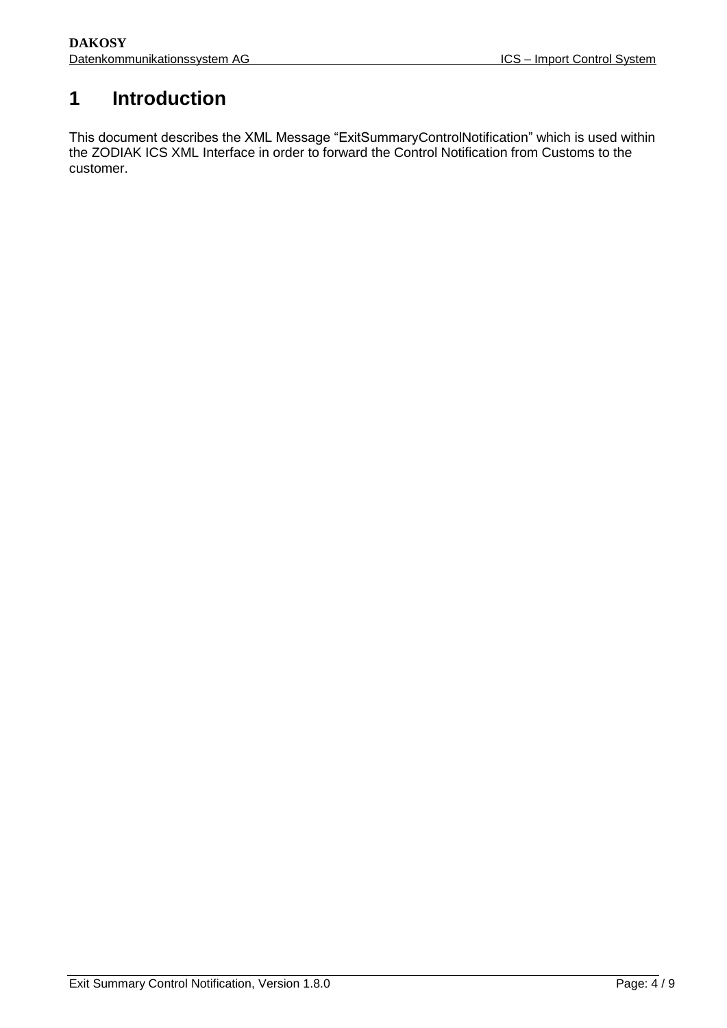# 1 Introduction

This document describes the XML Message “ExitSummaryControlNotification” which is used within the ZODIAK ICS XML Interface in order to forward the Control Notification from Customs to the customer.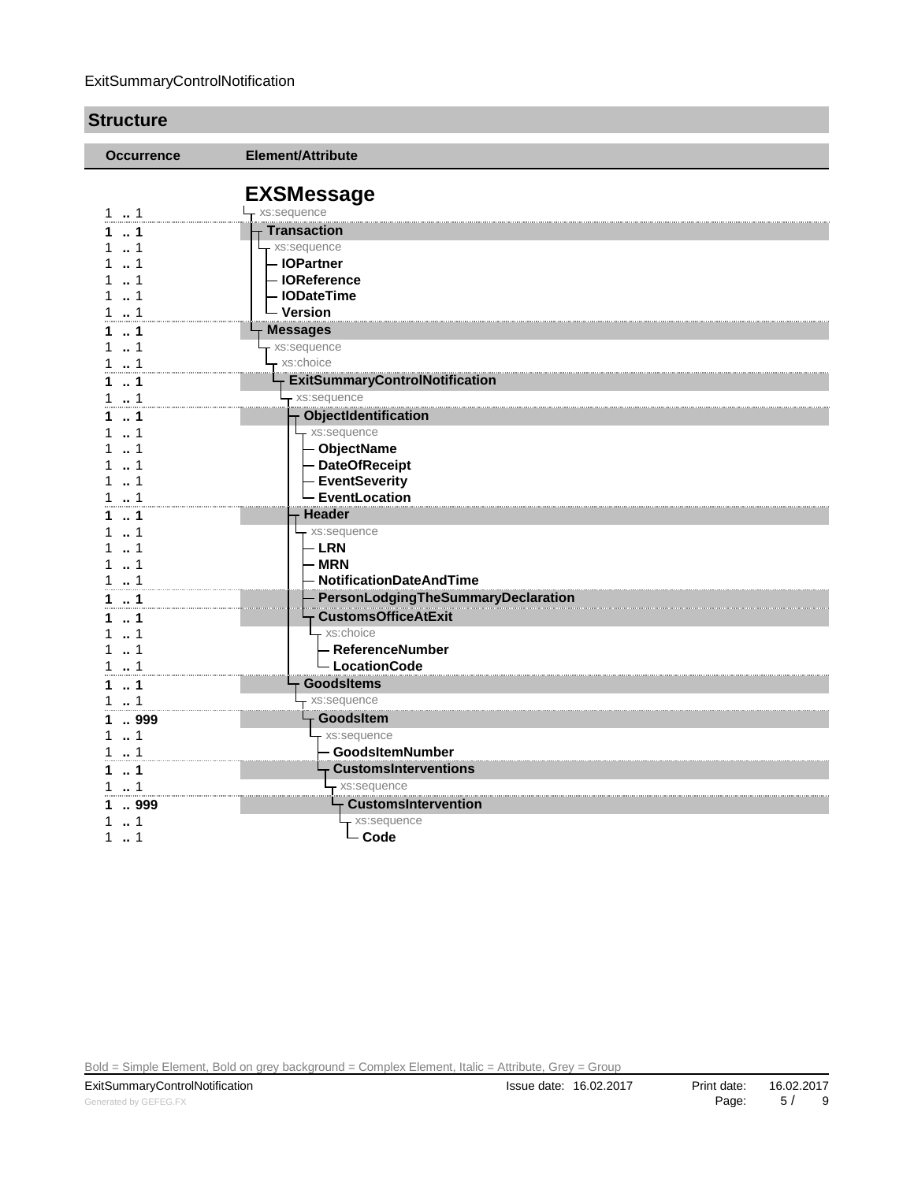ExitSummaryControlNotification

## Structure

| Occurrence | Element/Attribute |
|---|---|
| | **EXSMessage** |
| 1 .. 1 | xs:sequence |
| **1 .. 1** | **Transaction** |
| 1 .. 1 | xs:sequence |
| 1 .. 1 | **IOPartner** |
| 1 .. 1 | **IOReference** |
| 1 .. 1 | **IODateTime** |
| 1 .. 1 | **Version** |
| **1 .. 1** | **Messages** |
| 1 .. 1 | xs:sequence |
| 1 .. 1 | xs:choice |
| **1 .. 1** | **ExitSummaryControlNotification** |
| 1 .. 1 | xs:sequence |
| **1 .. 1** | **ObjectIdentification** |
| 1 .. 1 | xs:sequence |
| 1 .. 1 | **ObjectName** |
| 1 .. 1 | **DateOfReceipt** |
| 1 .. 1 | **EventSeverity** |
| 1 .. 1 | **EventLocation** |
| **1 .. 1** | **Header** |
| 1 .. 1 | xs:sequence |
| 1 .. 1 | **LRN** |
| 1 .. 1 | **MRN** |
| 1 .. 1 | **NotificationDateAndTime** |
| **1 .. 1** | **PersonLodgingTheSummaryDeclaration** |
| **1 .. 1** | **CustomsOfficeAtExit** |
| 1 .. 1 | xs:choice |
| 1 .. 1 | **ReferenceNumber** |
| 1 .. 1 | **LocationCode** |
| **1 .. 1** | **GoodsItems** |
| 1 .. 1 | xs:sequence |
| **1 .. 999** | **GoodsItem** |
| 1 .. 1 | xs:sequence |
| 1 .. 1 | **GoodsItemNumber** |
| **1 .. 1** | **CustomsInterventions** |
| 1 .. 1 | xs:sequence |
| **1 .. 999** | **CustomsIntervention** |
| 1 .. 1 | xs:sequence |
| 1 .. 1 | **Code** |

Bold = Simple Element, Bold on grey background = Complex Element, Italic = Attribute, Grey = Group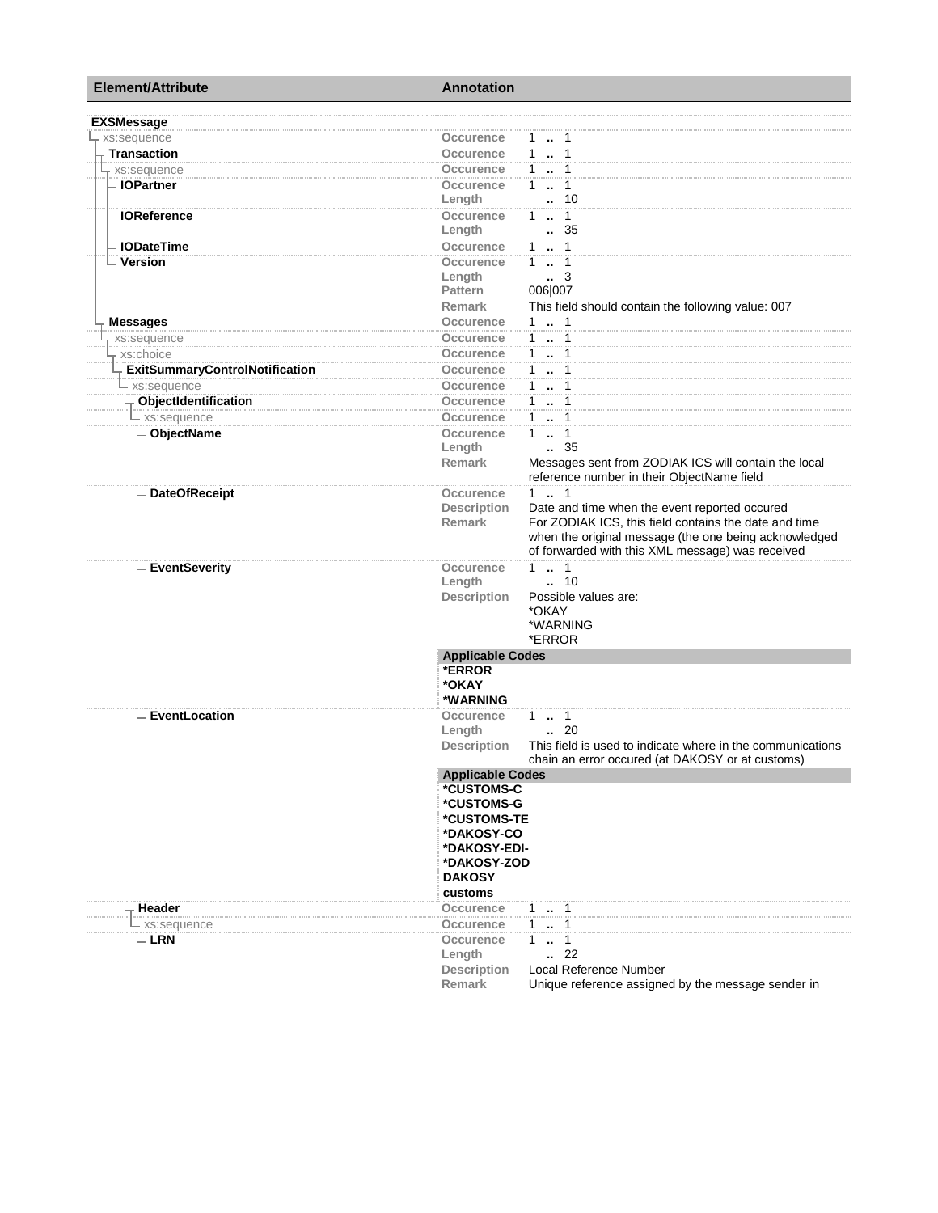| Element/Attribute | Annotation | |
|---|---|---|
| **EXSMessage** | | |
| xs:sequence | Occurence | 1 .. 1 |
| **Transaction** | Occurence | 1 .. 1 |
| xs:sequence | Occurence | 1 .. 1 |
| **IOPartner** | Occurence | 1 .. 1 |
| | Length | .. 10 |
| **IOReference** | Occurence | 1 .. 1 |
| | Length | .. 35 |
| **IODateTime** | Occurence | 1 .. 1 |
| **Version** | Occurence | 1 .. 1 |
| | Length | .. 3 |
| | Pattern | 006\|007 |
| | Remark | This field should contain the following value: 007 |
| **Messages** | Occurence | 1 .. 1 |
| xs:sequence | Occurence | 1 .. 1 |
| xs:choice | Occurence | 1 .. 1 |
| **ExitSummaryControlNotification** | Occurence | 1 .. 1 |
| xs:sequence | Occurence | 1 .. 1 |
| **ObjectIdentification** | Occurence | 1 .. 1 |
| xs:sequence | Occurence | 1 .. 1 |
| **ObjectName** | Occurence | 1 .. 1 |
| | Length | .. 35 |
| | Remark | Messages sent from ZODIAK ICS will contain the local reference number in their ObjectName field |
| **DateOfReceipt** | Occurence | 1 .. 1 |
| | Description | Date and time when the event reported occured |
| | Remark | For ZODIAK ICS, this field contains the date and time when the original message (the one being acknowledged of forwarded with this XML message) was received |
| **EventSeverity** | Occurence | 1 .. 1 |
| | Length | .. 10 |
| | Description | Possible values are:<br>*OKAY<br>*WARNING<br>*ERROR |
| | **Applicable Codes** | |
| | **\*ERROR**<br>**\*OKAY**<br>**\*WARNING** | |
| **EventLocation** | Occurence | 1 .. 1 |
| | Length | .. 20 |
| | Description | This field is used to indicate where in the communications chain an error occured (at DAKOSY or at customs) |
| | **Applicable Codes** | |
| | **\*CUSTOMS-C**<br>**\*CUSTOMS-G**<br>**\*CUSTOMS-TE**<br>**\*DAKOSY-CO**<br>**\*DAKOSY-EDI-**<br>**\*DAKOSY-ZOD**<br>**DAKOSY**<br>**customs** | |
| **Header** | Occurence | 1 .. 1 |
| xs:sequence | Occurence | 1 .. 1 |
| **LRN** | Occurence | 1 .. 1 |
| | Length | .. 22 |
| | Description | Local Reference Number |
| | Remark | Unique reference assigned by the message sender in |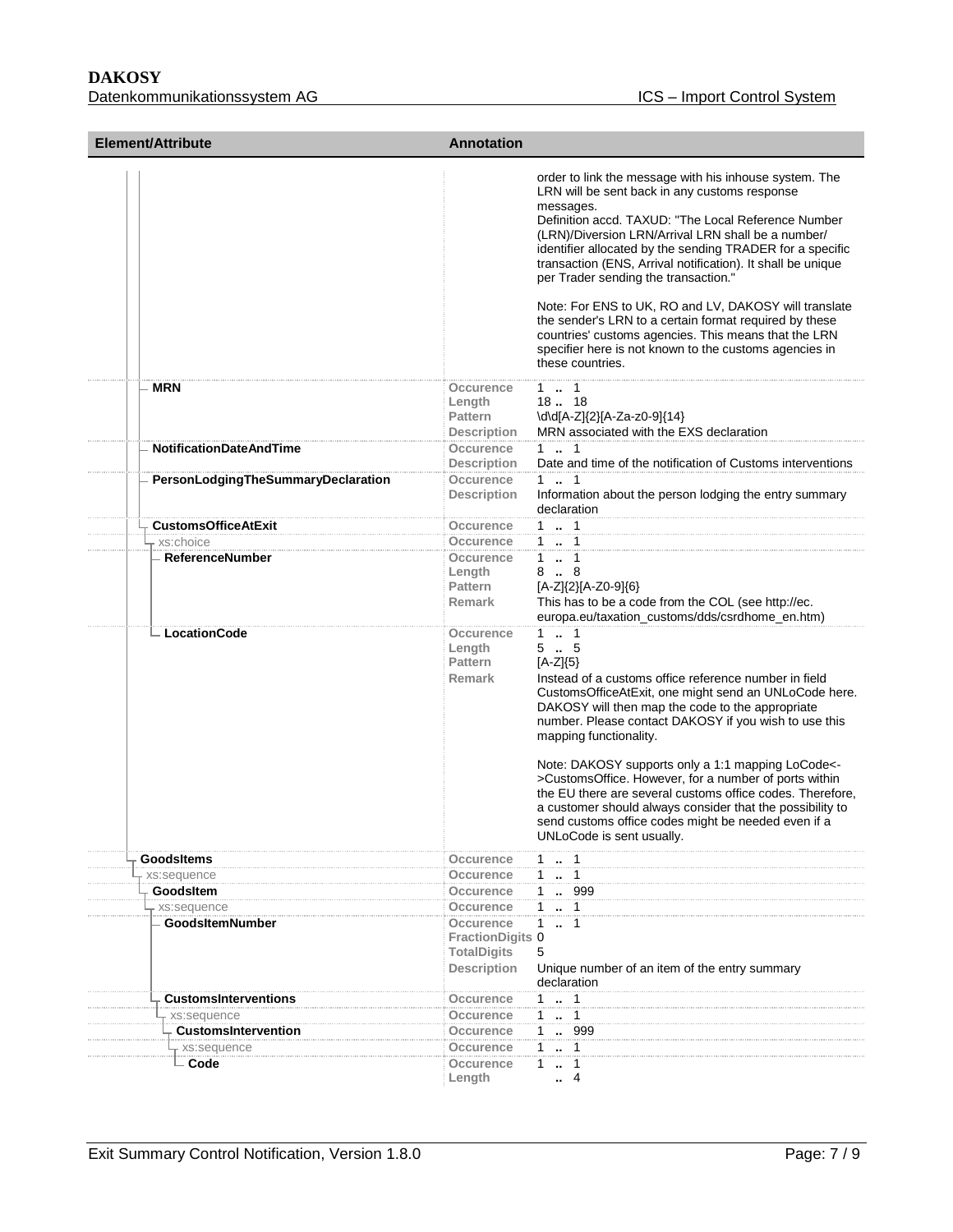| Element/Attribute | Annotation | |
|---|---|---|
| | | order to link the message with his inhouse system. The LRN will be sent back in any customs response messages.<br>Definition accd. TAXUD: "The Local Reference Number (LRN)/Diversion LRN/Arrival LRN shall be a number/ identifier allocated by the sending TRADER for a specific transaction (ENS, Arrival notification). It shall be unique per Trader sending the transaction."<br><br>Note: For ENS to UK, RO and LV, DAKOSY will translate the sender's LRN to a certain format required by these countries' customs agencies. This means that the LRN specifier here is not known to the customs agencies in these countries. |
| MRN | Occurence<br>Length<br>Pattern<br>Description | 1 .. 1<br>18 .. 18<br>\d\d[A-Z]{2}[A-Za-z0-9]{14}<br>MRN associated with the EXS declaration |
| NotificationDateAndTime | Occurence<br>Description | 1 .. 1<br>Date and time of the notification of Customs interventions |
| PersonLodgingTheSummaryDeclaration | Occurence<br>Description | 1 .. 1<br>Information about the person lodging the entry summary declaration |
| CustomsOfficeAtExit | Occurence | 1 .. 1 |
| xs:choice | Occurence | 1 .. 1 |
| ReferenceNumber | Occurence<br>Length<br>Pattern<br>Remark | 1 .. 1<br>8 .. 8<br>[A-Z]{2}[A-Z0-9]{6}<br>This has to be a code from the COL (see http://ec.europa.eu/taxation_customs/dds/csrdhome_en.htm) |
| LocationCode | Occurence<br>Length<br>Pattern<br>Remark | 1 .. 1<br>5 .. 5<br>[A-Z]{5}<br>Instead of a customs office reference number in field CustomsOfficeAtExit, one might send an UNLoCode here. DAKOSY will then map the code to the appropriate number. Please contact DAKOSY if you wish to use this mapping functionality.<br><br>Note: DAKOSY supports only a 1:1 mapping LoCode<->CustomsOffice. However, for a number of ports within the EU there are several customs office codes. Therefore, a customer should always consider that the possibility to send customs office codes might be needed even if a UNLoCode is sent usually. |
| GoodsItems | Occurence | 1 .. 1 |
| xs:sequence | Occurence | 1 .. 1 |
| GoodsItem | Occurence | 1 .. 999 |
| xs:sequence | Occurence | 1 .. 1 |
| GoodsItemNumber | Occurence<br>FractionDigits<br>TotalDigits<br>Description | 1 .. 1<br>0<br>5<br>Unique number of an item of the entry summary declaration |
| CustomsInterventions | Occurence | 1 .. 1 |
| xs:sequence | Occurence | 1 .. 1 |
| CustomsIntervention | Occurence | 1 .. 999 |
| xs:sequence | Occurence | 1 .. 1 |
| Code | Occurence<br>Length | 1 .. 1<br>.. 4 |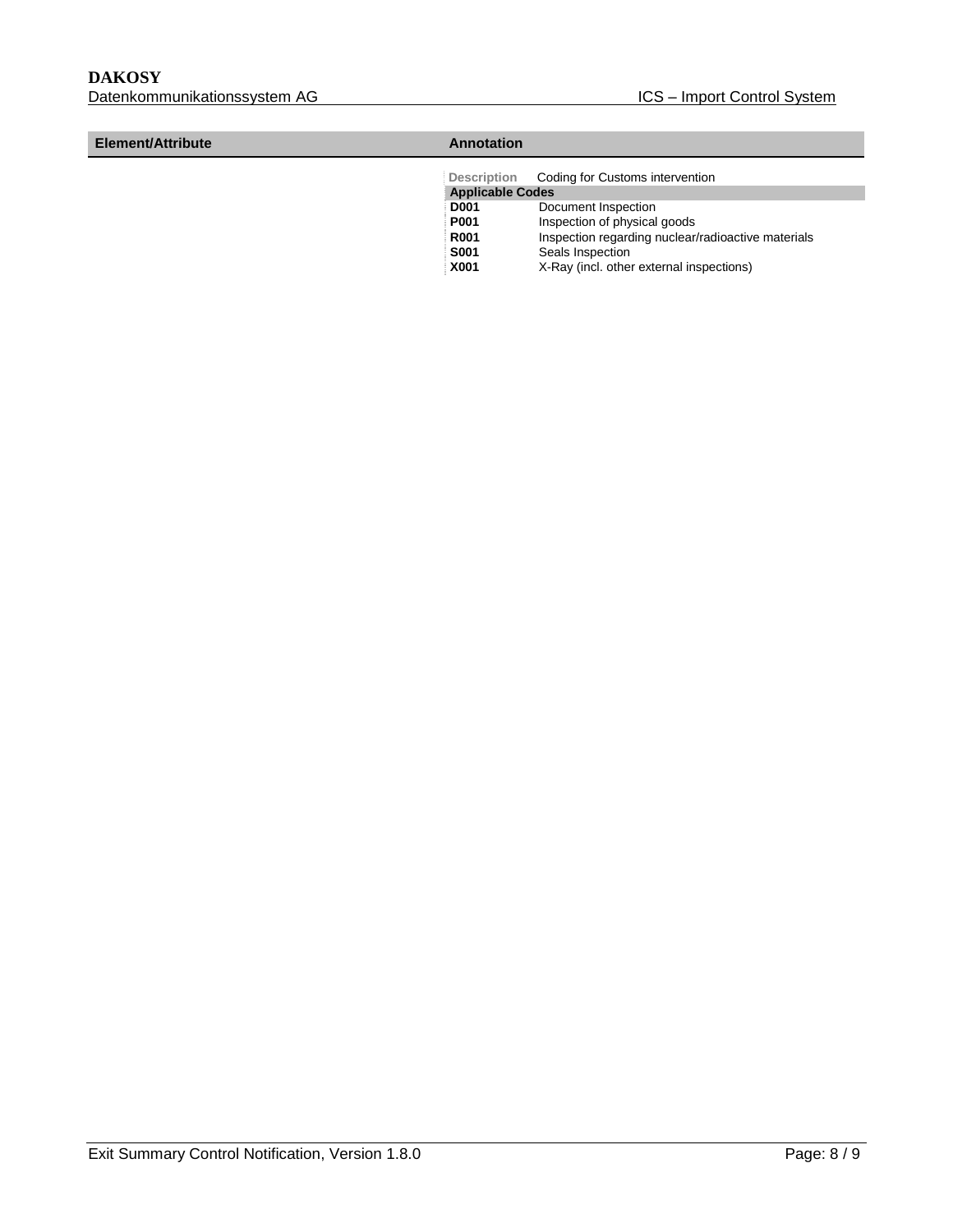| Element/Attribute | Annotation |
| --- | --- |
| | **Description** Coding for Customs intervention |

| Applicable Codes | |
| --- | --- |
| **D001** | Document Inspection |
| **P001** | Inspection of physical goods |
| **R001** | Inspection regarding nuclear/radioactive materials |
| **S001** | Seals Inspection |
| **X001** | X-Ray (incl. other external inspections) |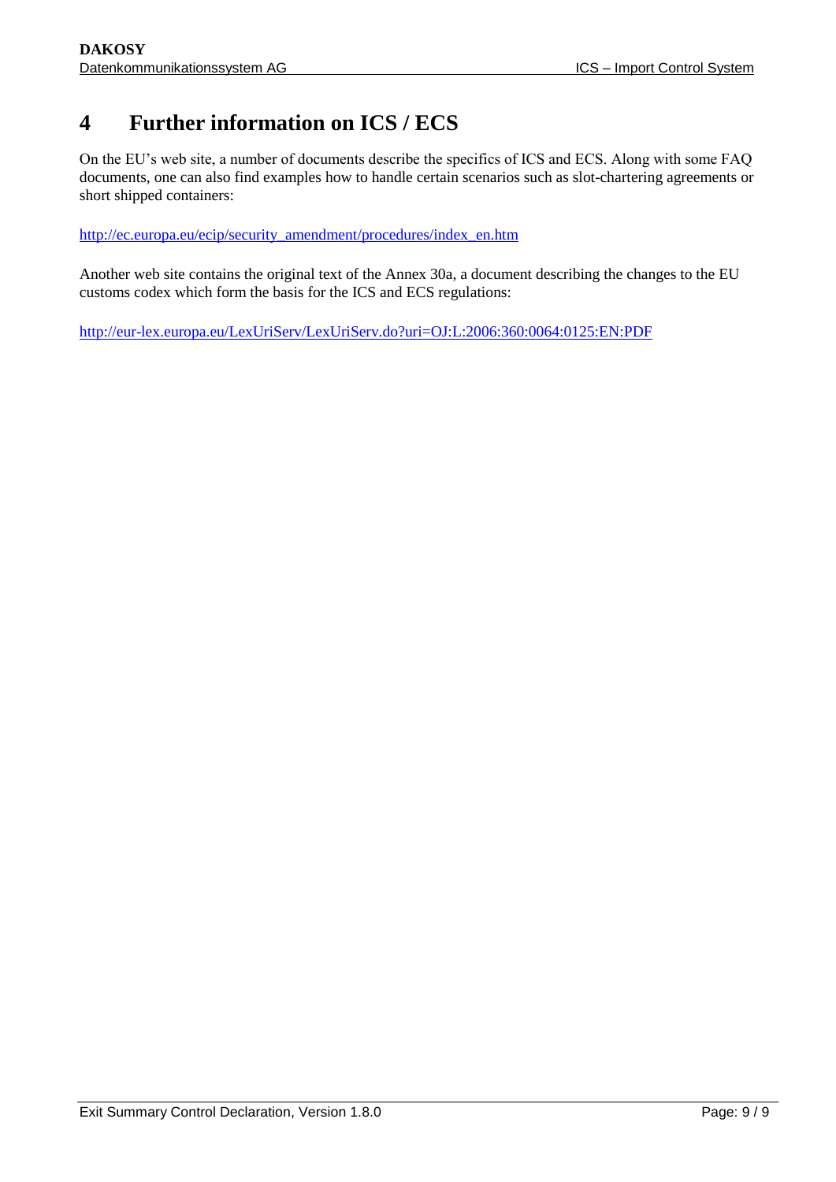# 4 Further information on ICS / ECS

On the EU's web site, a number of documents describe the specifics of ICS and ECS. Along with some FAQ documents, one can also find examples how to handle certain scenarios such as slot-chartering agreements or short shipped containers:

http://ec.europa.eu/ecip/security_amendment/procedures/index_en.htm

Another web site contains the original text of the Annex 30a, a document describing the changes to the EU customs codex which form the basis for the ICS and ECS regulations:

http://eur-lex.europa.eu/LexUriServ/LexUriServ.do?uri=OJ:L:2006:360:0064:0125:EN:PDF